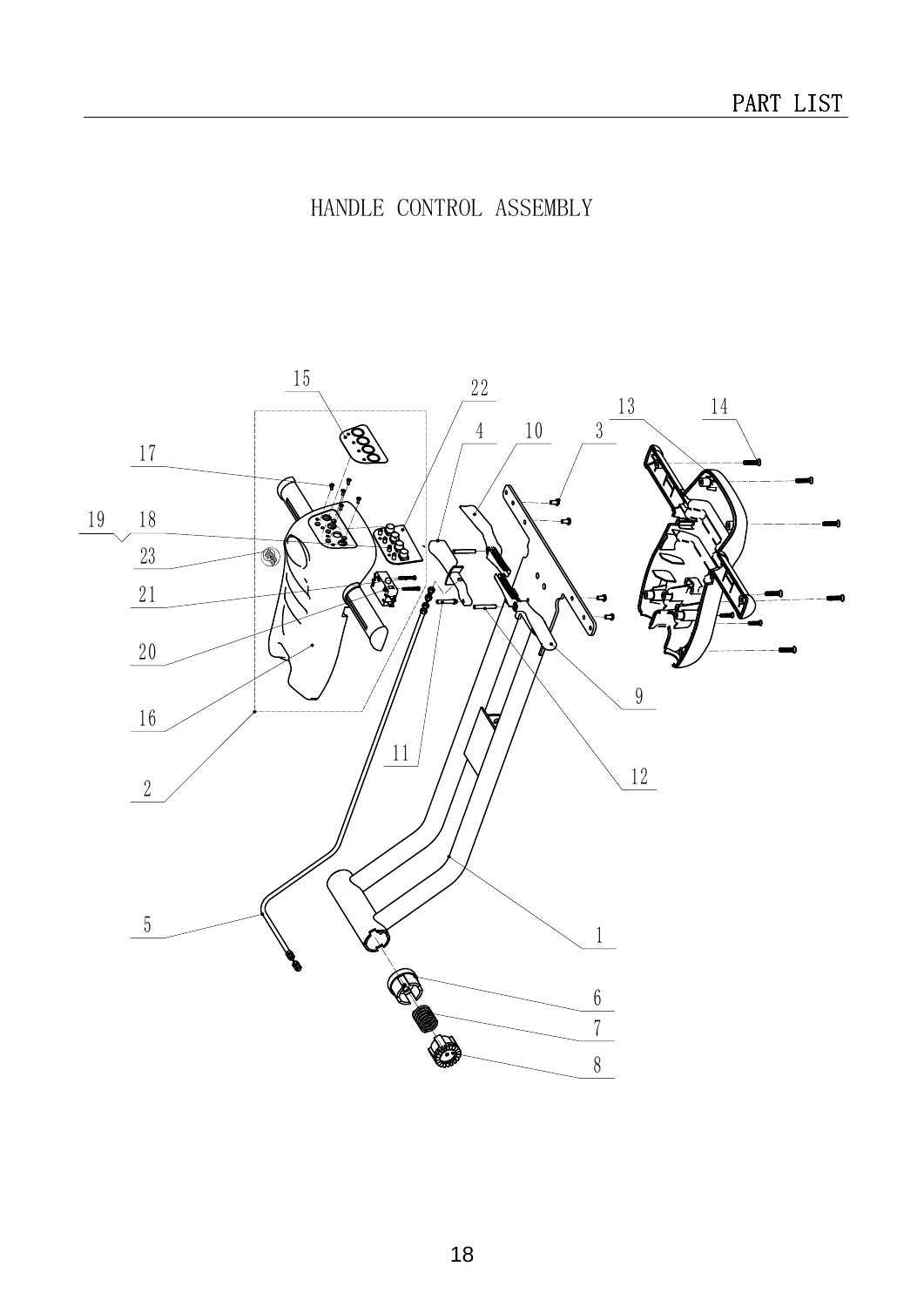# PART LIST

## HANDLE CONTROL ASSEMBLY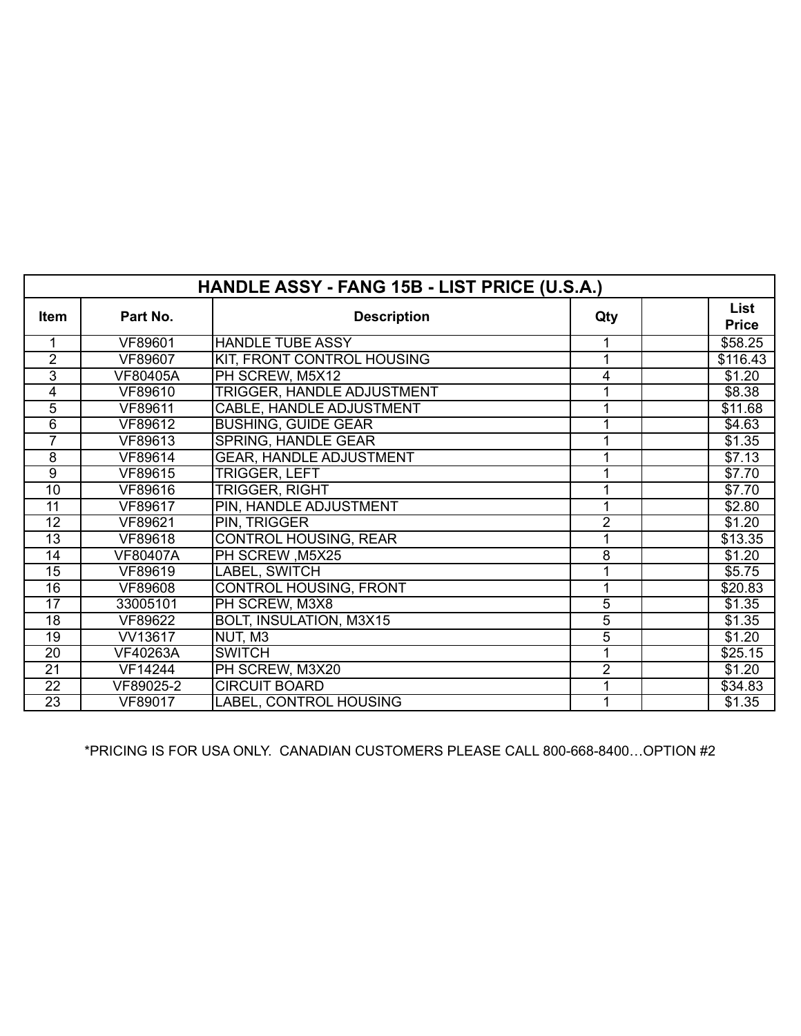| HANDLE ASSY - FANG 15B - LIST PRICE (U.S.A.) | | | | | |
|---|---|---|---|---|---|
| **Item** | **Part No.** | **Description** | **Qty** | | **List Price** |
| 1 | VF89601 | HANDLE TUBE ASSY | 1 | | $58.25 |
| 2 | VF89607 | KIT, FRONT CONTROL HOUSING | 1 | | $116.43 |
| 3 | VF80405A | PH SCREW, M5X12 | 4 | | $1.20 |
| 4 | VF89610 | TRIGGER, HANDLE ADJUSTMENT | 1 | | $8.38 |
| 5 | VF89611 | CABLE, HANDLE ADJUSTMENT | 1 | | $11.68 |
| 6 | VF89612 | BUSHING, GUIDE GEAR | 1 | | $4.63 |
| 7 | VF89613 | SPRING, HANDLE GEAR | 1 | | $1.35 |
| 8 | VF89614 | GEAR, HANDLE ADJUSTMENT | 1 | | $7.13 |
| 9 | VF89615 | TRIGGER, LEFT | 1 | | $7.70 |
| 10 | VF89616 | TRIGGER, RIGHT | 1 | | $7.70 |
| 11 | VF89617 | PIN, HANDLE ADJUSTMENT | 1 | | $2.80 |
| 12 | VF89621 | PIN, TRIGGER | 2 | | $1.20 |
| 13 | VF89618 | CONTROL HOUSING, REAR | 1 | | $13.35 |
| 14 | VF80407A | PH SCREW ,M5X25 | 8 | | $1.20 |
| 15 | VF89619 | LABEL, SWITCH | 1 | | $5.75 |
| 16 | VF89608 | CONTROL HOUSING, FRONT | 1 | | $20.83 |
| 17 | 33005101 | PH SCREW, M3X8 | 5 | | $1.35 |
| 18 | VF89622 | BOLT, INSULATION, M3X15 | 5 | | $1.35 |
| 19 | VV13617 | NUT, M3 | 5 | | $1.20 |
| 20 | VF40263A | SWITCH | 1 | | $25.15 |
| 21 | VF14244 | PH SCREW, M3X20 | 2 | | $1.20 |
| 22 | VF89025-2 | CIRCUIT BOARD | 1 | | $34.83 |
| 23 | VF89017 | LABEL, CONTROL HOUSING | 1 | | $1.35 |

*PRICING IS FOR USA ONLY. CANADIAN CUSTOMERS PLEASE CALL 800-668-8400…OPTION #2